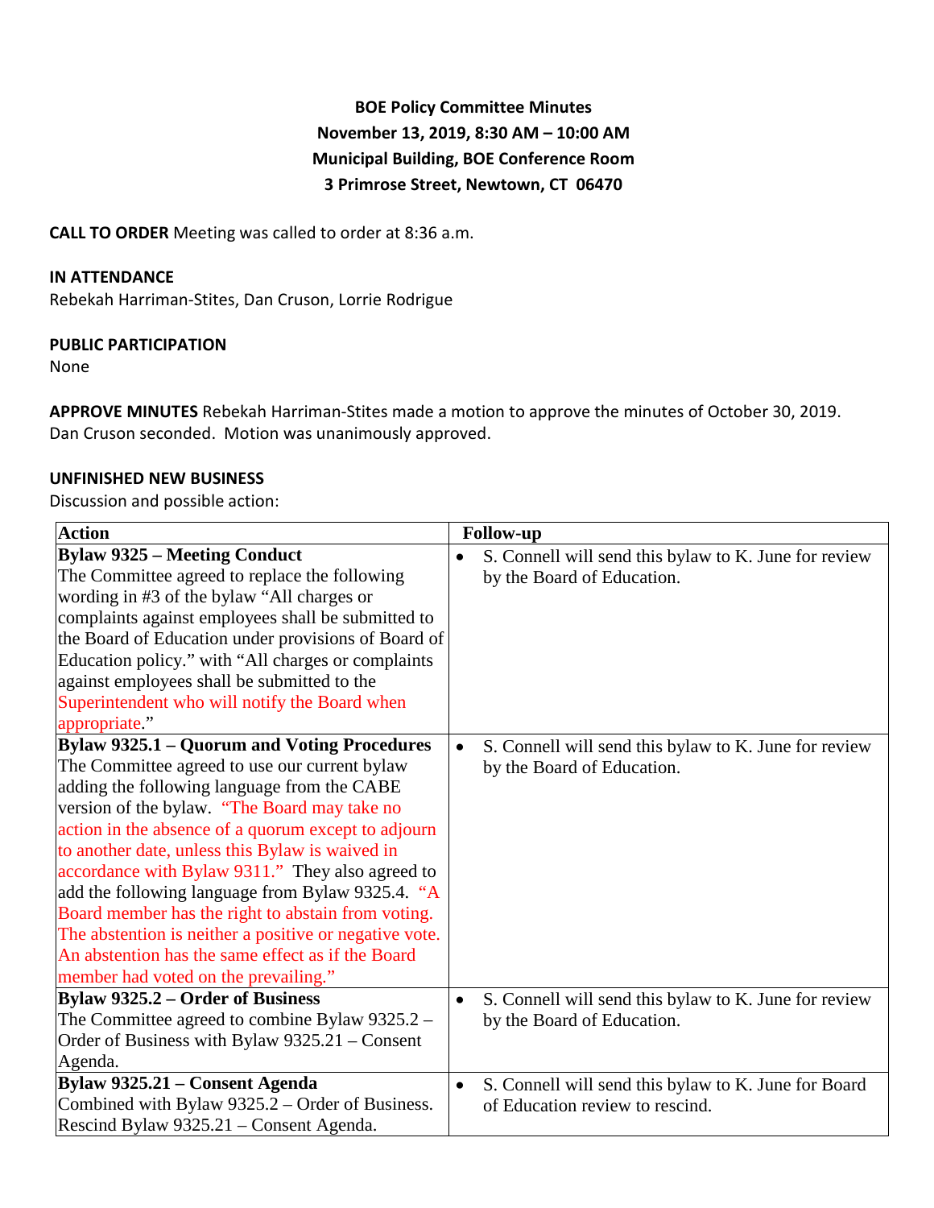**BOE Policy Committee Minutes**
**November 13, 2019, 8:30 AM – 10:00 AM**
**Municipal Building, BOE Conference Room**
**3 Primrose Street, Newtown, CT 06470**

**CALL TO ORDER** Meeting was called to order at 8:36 a.m.

**IN ATTENDANCE**
Rebekah Harriman-Stites, Dan Cruson, Lorrie Rodrigue

**PUBLIC PARTICIPATION**
None

**APPROVE MINUTES** Rebekah Harriman-Stites made a motion to approve the minutes of October 30, 2019. Dan Cruson seconded. Motion was unanimously approved.

**UNFINISHED NEW BUSINESS**
Discussion and possible action:

| Action | Follow-up |
|---|---|
| **Bylaw 9325 – Meeting Conduct** The Committee agreed to replace the following wording in #3 of the bylaw "All charges or complaints against employees shall be submitted to the Board of Education under provisions of Board of Education policy." with "All charges or complaints against employees shall be submitted to the Superintendent who will notify the Board when appropriate." | • S. Connell will send this bylaw to K. June for review by the Board of Education. |
| **Bylaw 9325.1 – Quorum and Voting Procedures** The Committee agreed to use our current bylaw adding the following language from the CABE version of the bylaw. "The Board may take no action in the absence of a quorum except to adjourn to another date, unless this Bylaw is waived in accordance with Bylaw 9311." They also agreed to add the following language from Bylaw 9325.4. "A Board member has the right to abstain from voting. The abstention is neither a positive or negative vote. An abstention has the same effect as if the Board member had voted on the prevailing." | • S. Connell will send this bylaw to K. June for review by the Board of Education. |
| **Bylaw 9325.2 – Order of Business** The Committee agreed to combine Bylaw 9325.2 – Order of Business with Bylaw 9325.21 – Consent Agenda. | • S. Connell will send this bylaw to K. June for review by the Board of Education. |
| **Bylaw 9325.21 – Consent Agenda** Combined with Bylaw 9325.2 – Order of Business. Rescind Bylaw 9325.21 – Consent Agenda. | • S. Connell will send this bylaw to K. June for Board of Education review to rescind. |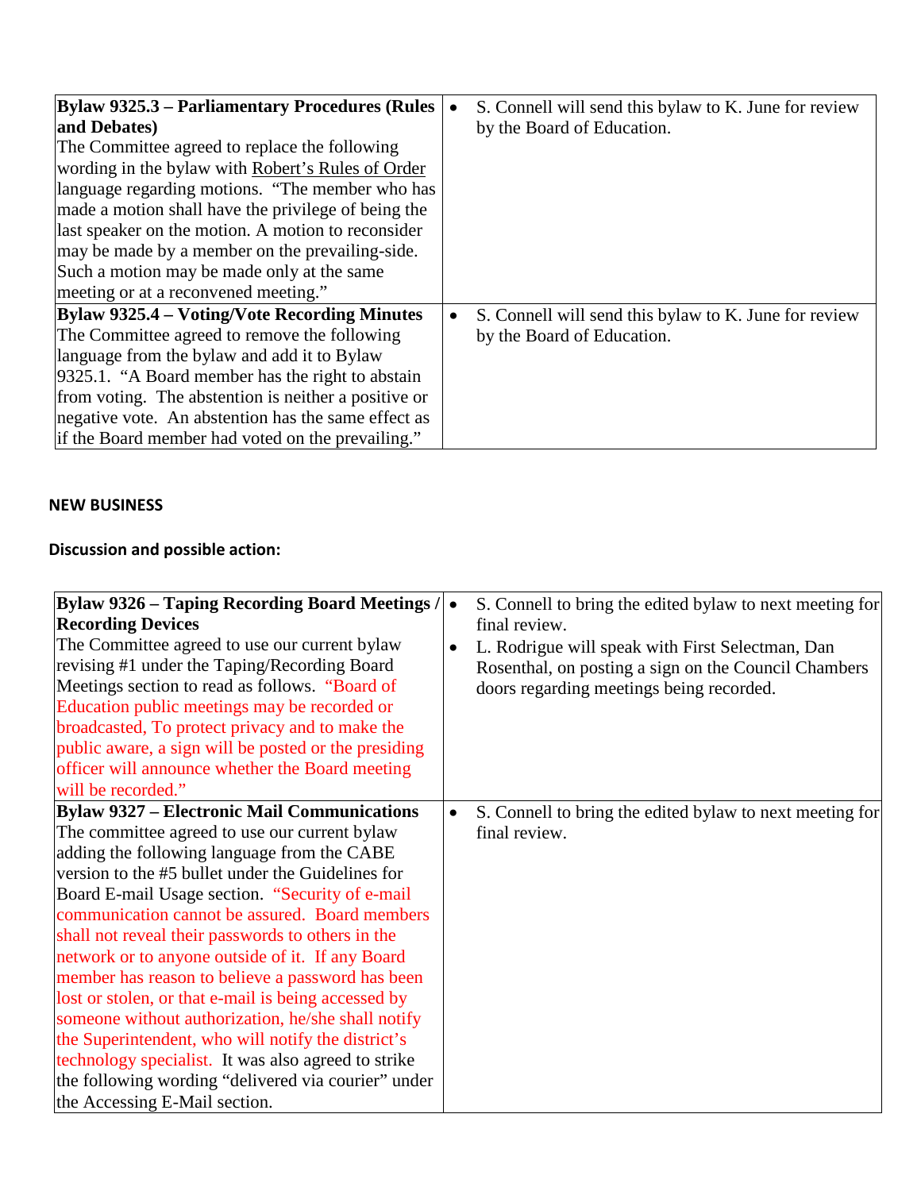| **Bylaw 9325.3 – Parliamentary Procedures (Rules and Debates)**<br>The Committee agreed to replace the following wording in the bylaw with Robert's Rules of Order language regarding motions. "The member who has made a motion shall have the privilege of being the last speaker on the motion. A motion to reconsider may be made by a member on the prevailing-side. Such a motion may be made only at the same meeting or at a reconvened meeting." | • S. Connell will send this bylaw to K. June for review by the Board of Education. |
|---|---|
| **Bylaw 9325.4 – Voting/Vote Recording Minutes**<br>The Committee agreed to remove the following language from the bylaw and add it to Bylaw 9325.1. "A Board member has the right to abstain from voting. The abstention is neither a positive or negative vote. An abstention has the same effect as if the Board member had voted on the prevailing." | • S. Connell will send this bylaw to K. June for review by the Board of Education. |

**NEW BUSINESS**

**Discussion and possible action:**

| **Bylaw 9326 – Taping Recording Board Meetings / Recording Devices**<br>The Committee agreed to use our current bylaw revising #1 under the Taping/Recording Board Meetings section to read as follows. "Board of Education public meetings may be recorded or broadcasted, To protect privacy and to make the public aware, a sign will be posted or the presiding officer will announce whether the Board meeting will be recorded." | • S. Connell to bring the edited bylaw to next meeting for final review.<br>• L. Rodrigue will speak with First Selectman, Dan Rosenthal, on posting a sign on the Council Chambers doors regarding meetings being recorded. |
|---|---|
| **Bylaw 9327 – Electronic Mail Communications**<br>The committee agreed to use our current bylaw adding the following language from the CABE version to the #5 bullet under the Guidelines for Board E-mail Usage section. "Security of e-mail communication cannot be assured. Board members shall not reveal their passwords to others in the network or to anyone outside of it. If any Board member has reason to believe a password has been lost or stolen, or that e-mail is being accessed by someone without authorization, he/she shall notify the Superintendent, who will notify the district's technology specialist. It was also agreed to strike the following wording "delivered via courier" under the Accessing E-Mail section. | • S. Connell to bring the edited bylaw to next meeting for final review. |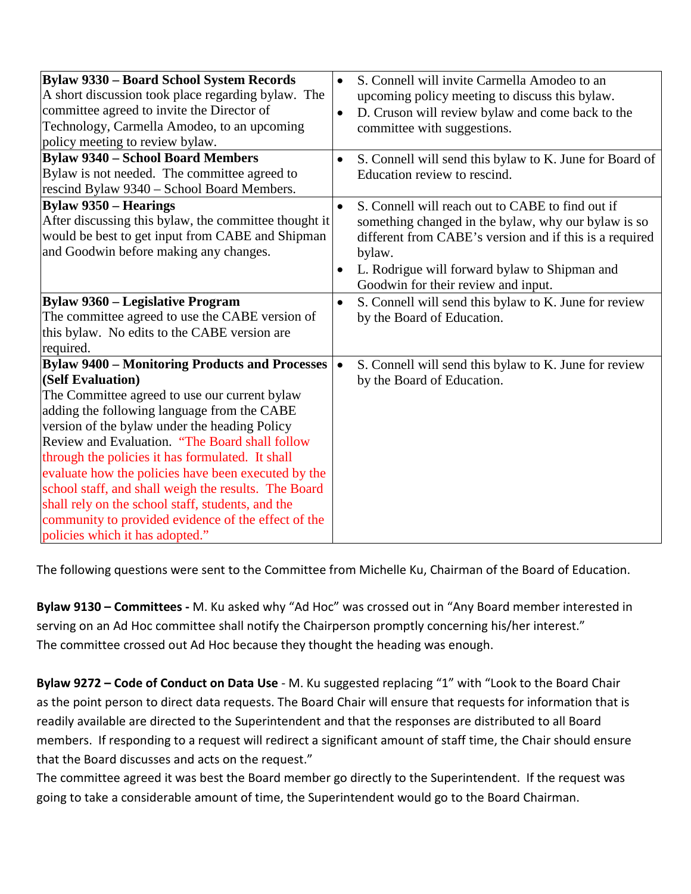| **Bylaw 9330 – Board School System Records** A short discussion took place regarding bylaw. The committee agreed to invite the Director of Technology, Carmella Amodeo, to an upcoming policy meeting to review bylaw. | • S. Connell will invite Carmella Amodeo to an upcoming policy meeting to discuss this bylaw. • D. Cruson will review bylaw and come back to the committee with suggestions. |
|---|---|
| **Bylaw 9340 – School Board Members** Bylaw is not needed. The committee agreed to rescind Bylaw 9340 – School Board Members. | • S. Connell will send this bylaw to K. June for Board of Education review to rescind. |
| **Bylaw 9350 – Hearings** After discussing this bylaw, the committee thought it would be best to get input from CABE and Shipman and Goodwin before making any changes. | • S. Connell will reach out to CABE to find out if something changed in the bylaw, why our bylaw is so different from CABE's version and if this is a required bylaw. • L. Rodrigue will forward bylaw to Shipman and Goodwin for their review and input. |
| **Bylaw 9360 – Legislative Program** The committee agreed to use the CABE version of this bylaw. No edits to the CABE version are required. | • S. Connell will send this bylaw to K. June for review by the Board of Education. |
| **Bylaw 9400 – Monitoring Products and Processes (Self Evaluation)** The Committee agreed to use our current bylaw adding the following language from the CABE version of the bylaw under the heading Policy Review and Evaluation. "The Board shall follow through the policies it has formulated. It shall evaluate how the policies have been executed by the school staff, and shall weigh the results. The Board shall rely on the school staff, students, and the community to provided evidence of the effect of the policies which it has adopted." | • S. Connell will send this bylaw to K. June for review by the Board of Education. |

The following questions were sent to the Committee from Michelle Ku, Chairman of the Board of Education.

**Bylaw 9130 – Committees -** M. Ku asked why "Ad Hoc" was crossed out in "Any Board member interested in serving on an Ad Hoc committee shall notify the Chairperson promptly concerning his/her interest."
The committee crossed out Ad Hoc because they thought the heading was enough.

**Bylaw 9272 – Code of Conduct on Data Use** - M. Ku suggested replacing "1" with "Look to the Board Chair as the point person to direct data requests. The Board Chair will ensure that requests for information that is readily available are directed to the Superintendent and that the responses are distributed to all Board members. If responding to a request will redirect a significant amount of staff time, the Chair should ensure that the Board discusses and acts on the request."
The committee agreed it was best the Board member go directly to the Superintendent. If the request was going to take a considerable amount of time, the Superintendent would go to the Board Chairman.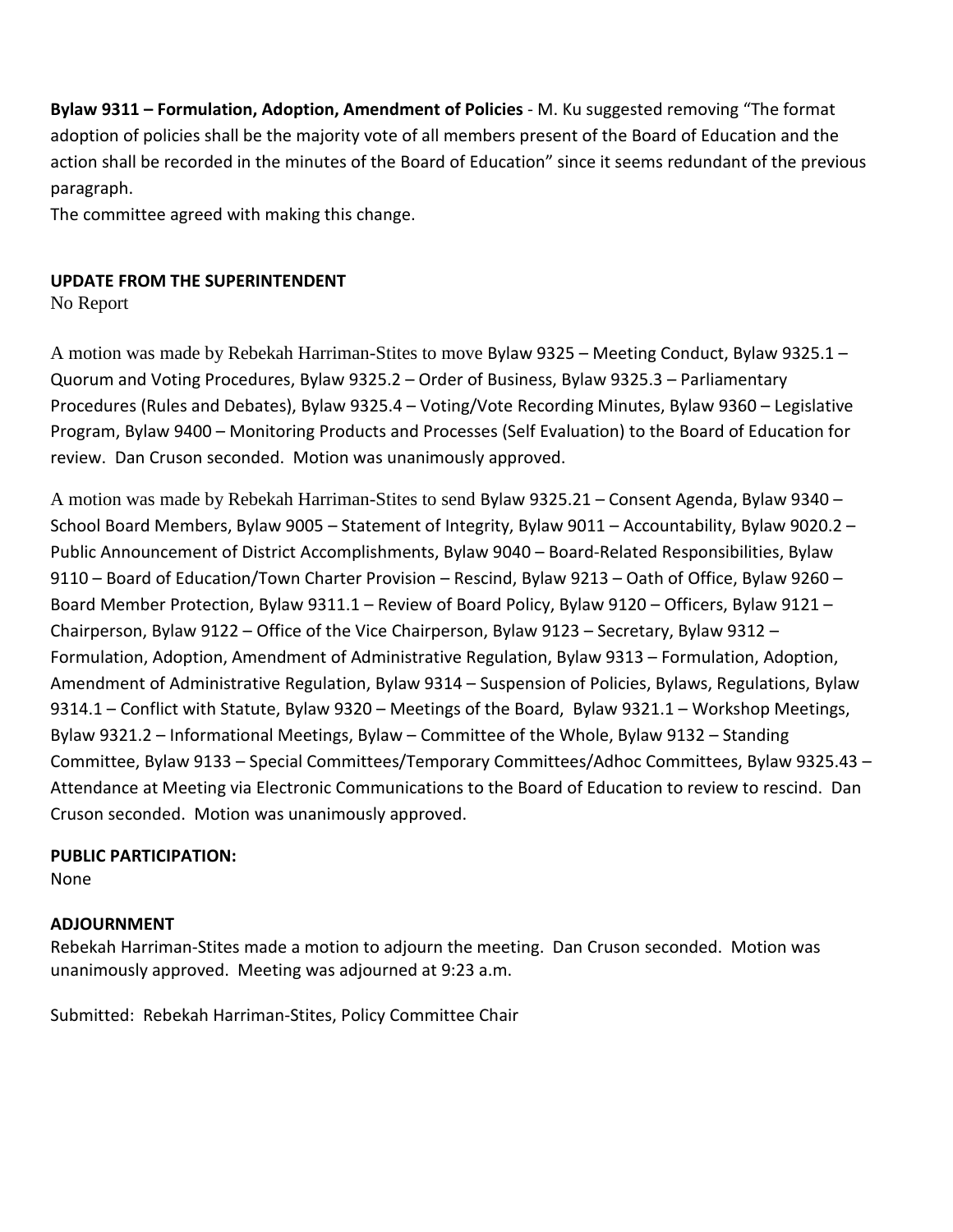**Bylaw 9311 – Formulation, Adoption, Amendment of Policies** - M. Ku suggested removing "The format adoption of policies shall be the majority vote of all members present of the Board of Education and the action shall be recorded in the minutes of the Board of Education" since it seems redundant of the previous paragraph.
The committee agreed with making this change.

**UPDATE FROM THE SUPERINTENDENT**
No Report

A motion was made by Rebekah Harriman-Stites to move Bylaw 9325 – Meeting Conduct, Bylaw 9325.1 – Quorum and Voting Procedures, Bylaw 9325.2 – Order of Business, Bylaw 9325.3 – Parliamentary Procedures (Rules and Debates), Bylaw 9325.4 – Voting/Vote Recording Minutes, Bylaw 9360 – Legislative Program, Bylaw 9400 – Monitoring Products and Processes (Self Evaluation) to the Board of Education for review. Dan Cruson seconded. Motion was unanimously approved.

A motion was made by Rebekah Harriman-Stites to send Bylaw 9325.21 – Consent Agenda, Bylaw 9340 – School Board Members, Bylaw 9005 – Statement of Integrity, Bylaw 9011 – Accountability, Bylaw 9020.2 – Public Announcement of District Accomplishments, Bylaw 9040 – Board-Related Responsibilities, Bylaw 9110 – Board of Education/Town Charter Provision – Rescind, Bylaw 9213 – Oath of Office, Bylaw 9260 – Board Member Protection, Bylaw 9311.1 – Review of Board Policy, Bylaw 9120 – Officers, Bylaw 9121 – Chairperson, Bylaw 9122 – Office of the Vice Chairperson, Bylaw 9123 – Secretary, Bylaw 9312 – Formulation, Adoption, Amendment of Administrative Regulation, Bylaw 9313 – Formulation, Adoption, Amendment of Administrative Regulation, Bylaw 9314 – Suspension of Policies, Bylaws, Regulations, Bylaw 9314.1 – Conflict with Statute, Bylaw 9320 – Meetings of the Board, Bylaw 9321.1 – Workshop Meetings, Bylaw 9321.2 – Informational Meetings, Bylaw – Committee of the Whole, Bylaw 9132 – Standing Committee, Bylaw 9133 – Special Committees/Temporary Committees/Adhoc Committees, Bylaw 9325.43 – Attendance at Meeting via Electronic Communications to the Board of Education to review to rescind. Dan Cruson seconded. Motion was unanimously approved.

**PUBLIC PARTICIPATION:**
None

**ADJOURNMENT**
Rebekah Harriman-Stites made a motion to adjourn the meeting. Dan Cruson seconded. Motion was unanimously approved. Meeting was adjourned at 9:23 a.m.

Submitted: Rebekah Harriman-Stites, Policy Committee Chair